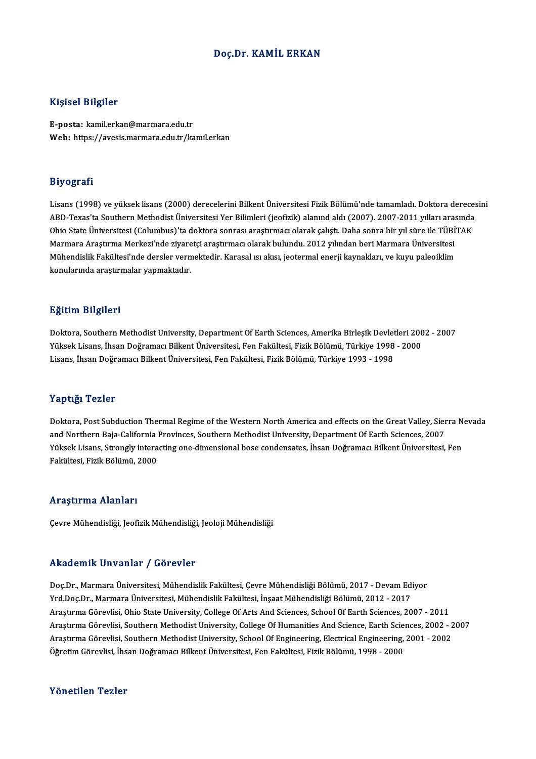# Doç.Dr. KAMİL ERKAN

## Kişisel Bilgiler

**E-posta:** kamil.erkan@marmara.edu.tr
**Web:** https://avesis.marmara.edu.tr/kamil.erkan

## Biyografi

Lisans (1998) ve yüksek lisans (2000) derecelerini Bilkent Üniversitesi Fizik Bölümü'nde tamamladı. Doktora derecesini ABD-Texas'ta Southern Methodist Üniversitesi Yer Bilimleri (jeofizik) alanınd aldı (2007). 2007-2011 yılları arasında Ohio State Üniversitesi (Columbus)'ta doktora sonrası araştırmacı olarak çalıştı. Daha sonra bir yıl süre ile TÜBİTAK Marmara Araştırma Merkezi'nde ziyaretçi araştırmacı olarak bulundu. 2012 yılından beri Marmara Üniversitesi Mühendislik Fakültesi'nde dersler vermektedir. Karasal ısı akısı, jeotermal enerji kaynakları, ve kuyu paleoiklim konularında araştırmalar yapmaktadır.

## Eğitim Bilgileri

Doktora, Southern Methodist University, Department Of Earth Sciences, Amerika Birleşik Devletleri 2002 - 2007
Yüksek Lisans, İhsan Doğramacı Bilkent Üniversitesi, Fen Fakültesi, Fizik Bölümü, Türkiye 1998 - 2000
Lisans, İhsan Doğramacı Bilkent Üniversitesi, Fen Fakültesi, Fizik Bölümü, Türkiye 1993 - 1998

## Yaptığı Tezler

Doktora, Post Subduction Thermal Regime of the Western North America and effects on the Great Valley, Sierra Nevada and Northern Baja-California Provinces, Southern Methodist University, Department Of Earth Sciences, 2007
Yüksek Lisans, Strongly interacting one-dimensional bose condensates, İhsan Doğramacı Bilkent Üniversitesi, Fen Fakültesi, Fizik Bölümü, 2000

## Araştırma Alanları

Çevre Mühendisliği, Jeofizik Mühendisliği, Jeoloji Mühendisliği

## Akademik Unvanlar / Görevler

Doç.Dr., Marmara Üniversitesi, Mühendislik Fakültesi, Çevre Mühendisliği Bölümü, 2017 - Devam Ediyor
Yrd.Doç.Dr., Marmara Üniversitesi, Mühendislik Fakültesi, İnşaat Mühendisliği Bölümü, 2012 - 2017
Araştırma Görevlisi, Ohio State University, College Of Arts And Sciences, School Of Earth Sciences, 2007 - 2011
Araştırma Görevlisi, Southern Methodist University, College Of Humanities And Science, Earth Sciences, 2002 - 2007
Araştırma Görevlisi, Southern Methodist University, School Of Engineering, Electrical Engineering, 2001 - 2002
Öğretim Görevlisi, İhsan Doğramacı Bilkent Üniversitesi, Fen Fakültesi, Fizik Bölümü, 1998 - 2000

## Yönetilen Tezler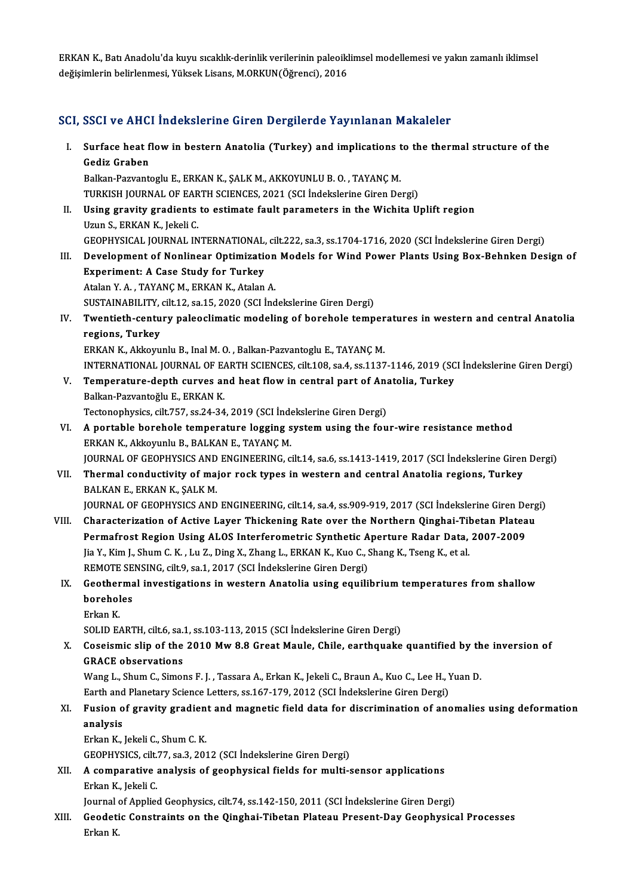ERKAN K., Batı Anadolu'da kuyu sıcaklık-derinlik verilerinin paleoiklimsel modellemesi ve yakın zamanlı iklimsel değişimlerin belirlenmesi, Yüksek Lisans, M.ORKUN(Öğrenci), 2016

## SCI, SSCI ve AHCI İndekslerine Giren Dergilerde Yayınlanan Makaleler

I. **Surface heat flow in bestern Anatolia (Turkey) and implications to the thermal structure of the Gediz Graben**
   Balkan-Pazvantoglu E., ERKAN K., ŞALK M., AKKOYUNLU B. O. , TAYANÇ M.
   TURKISH JOURNAL OF EARTH SCIENCES, 2021 (SCI İndekslerine Giren Dergi)
II. **Using gravity gradients to estimate fault parameters in the Wichita Uplift region**
   Uzun S., ERKAN K., Jekeli C.
   GEOPHYSICAL JOURNAL INTERNATIONAL, cilt.222, sa.3, ss.1704-1716, 2020 (SCI İndekslerine Giren Dergi)
III. **Development of Nonlinear Optimization Models for Wind Power Plants Using Box-Behnken Design of Experiment: A Case Study for Turkey**
   Atalan Y. A. , TAYANÇ M., ERKAN K., Atalan A.
   SUSTAINABILITY, cilt.12, sa.15, 2020 (SCI İndekslerine Giren Dergi)
IV. **Twentieth-century paleoclimatic modeling of borehole temperatures in western and central Anatolia regions, Turkey**
   ERKAN K., Akkoyunlu B., Inal M. O. , Balkan-Pazvantoglu E., TAYANÇ M.
   INTERNATIONAL JOURNAL OF EARTH SCIENCES, cilt.108, sa.4, ss.1137-1146, 2019 (SCI İndekslerine Giren Dergi)
V. **Temperature-depth curves and heat flow in central part of Anatolia, Turkey**
   Balkan-Pazvantoğlu E., ERKAN K.
   Tectonophysics, cilt.757, ss.24-34, 2019 (SCI İndekslerine Giren Dergi)
VI. **A portable borehole temperature logging system using the four-wire resistance method**
   ERKAN K., Akkoyunlu B., BALKAN E., TAYANÇ M.
   JOURNAL OF GEOPHYSICS AND ENGINEERING, cilt.14, sa.6, ss.1413-1419, 2017 (SCI İndekslerine Giren Dergi)
VII. **Thermal conductivity of major rock types in western and central Anatolia regions, Turkey**
   BALKAN E., ERKAN K., ŞALK M.
   JOURNAL OF GEOPHYSICS AND ENGINEERING, cilt.14, sa.4, ss.909-919, 2017 (SCI İndekslerine Giren Dergi)
VIII. **Characterization of Active Layer Thickening Rate over the Northern Qinghai-Tibetan Plateau Permafrost Region Using ALOS Interferometric Synthetic Aperture Radar Data, 2007-2009**
   Jia Y., Kim J., Shum C. K. , Lu Z., Ding X., Zhang L., ERKAN K., Kuo C., Shang K., Tseng K., et al.
   REMOTE SENSING, cilt.9, sa.1, 2017 (SCI İndekslerine Giren Dergi)
IX. **Geothermal investigations in western Anatolia using equilibrium temperatures from shallow boreholes**
   Erkan K.
   SOLID EARTH, cilt.6, sa.1, ss.103-113, 2015 (SCI İndekslerine Giren Dergi)
X. **Coseismic slip of the 2010 Mw 8.8 Great Maule, Chile, earthquake quantified by the inversion of GRACE observations**
   Wang L., Shum C., Simons F. J. , Tassara A., Erkan K., Jekeli C., Braun A., Kuo C., Lee H., Yuan D.
   Earth and Planetary Science Letters, ss.167-179, 2012 (SCI İndekslerine Giren Dergi)
XI. **Fusion of gravity gradient and magnetic field data for discrimination of anomalies using deformation analysis**
   Erkan K., Jekeli C., Shum C. K.
   GEOPHYSICS, cilt.77, sa.3, 2012 (SCI İndekslerine Giren Dergi)
XII. **A comparative analysis of geophysical fields for multi-sensor applications**
   Erkan K., Jekeli C.
   Journal of Applied Geophysics, cilt.74, ss.142-150, 2011 (SCI İndekslerine Giren Dergi)
XIII. **Geodetic Constraints on the Qinghai-Tibetan Plateau Present-Day Geophysical Processes**
   Erkan K.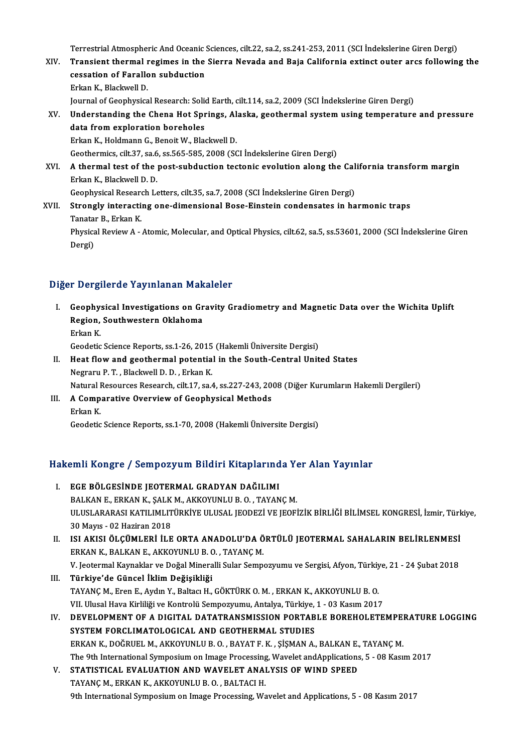Terrestrial Atmospheric And Oceanic Sciences, cilt.22, sa.2, ss.241-253, 2011 (SCI İndekslerine Giren Dergi)

XIV. **Transient thermal regimes in the Sierra Nevada and Baja California extinct outer arcs following the cessation of Farallon subduction**
Erkan K., Blackwell D.
Journal of Geophysical Research: Solid Earth, cilt.114, sa.2, 2009 (SCI İndekslerine Giren Dergi)

XV. **Understanding the Chena Hot Springs, Alaska, geothermal system using temperature and pressure data from exploration boreholes**
Erkan K., Holdmann G., Benoit W., Blackwell D.
Geothermics, cilt.37, sa.6, ss.565-585, 2008 (SCI İndekslerine Giren Dergi)

XVI. **A thermal test of the post-subduction tectonic evolution along the California transform margin**
Erkan K., Blackwell D. D.
Geophysical Research Letters, cilt.35, sa.7, 2008 (SCI İndekslerine Giren Dergi)

XVII. **Strongly interacting one-dimensional Bose-Einstein condensates in harmonic traps**
Tanatar B., Erkan K.
Physical Review A - Atomic, Molecular, and Optical Physics, cilt.62, sa.5, ss.53601, 2000 (SCI İndekslerine Giren Dergi)

## Diğer Dergilerde Yayınlanan Makaleler

I. **Geophysical Investigations on Gravity Gradiometry and Magnetic Data over the Wichita Uplift Region, Southwestern Oklahoma**
Erkan K.
Geodetic Science Reports, ss.1-26, 2015 (Hakemli Üniversite Dergisi)

II. **Heat flow and geothermal potential in the South-Central United States**
Negraru P. T. , Blackwell D. D. , Erkan K.
Natural Resources Research, cilt.17, sa.4, ss.227-243, 2008 (Diğer Kurumların Hakemli Dergileri)

III. **A Comparative Overview of Geophysical Methods**
Erkan K.
Geodetic Science Reports, ss.1-70, 2008 (Hakemli Üniversite Dergisi)

## Hakemli Kongre / Sempozyum Bildiri Kitaplarında Yer Alan Yayınlar

I. **EGE BÖLGESİNDE JEOTERMAL GRADYAN DAĞILIMI**
BALKAN E., ERKAN K., ŞALK M., AKKOYUNLU B. O. , TAYANÇ M.
ULUSLARARASI KATILIMLITÜRKİYE ULUSAL JEODEZİ VE JEOFİZİK BİRLİĞİ BİLİMSEL KONGRESİ, İzmir, Türkiye, 30 Mayıs - 02 Haziran 2018

II. **ISI AKISI ÖLÇÜMLERİ İLE ORTA ANADOLU'DA ÖRTÜLÜ JEOTERMAL SAHALARIN BELİRLENMESİ**
ERKAN K., BALKAN E., AKKOYUNLU B. O. , TAYANÇ M.
V. Jeotermal Kaynaklar ve Doğal Mineralli Sular Sempozyumu ve Sergisi, Afyon, Türkiye, 21 - 24 Şubat 2018

III. **Türkiye'de Güncel İklim Değişikliği**
TAYANÇ M., Eren E., Aydın Y., Baltacı H., GÖKTÜRK O. M. , ERKAN K., AKKOYUNLU B. O.
VII. Ulusal Hava Kirliliği ve Kontrolü Sempozyumu, Antalya, Türkiye, 1 - 03 Kasım 2017

IV. **DEVELOPMENT OF A DIGITAL DATATRANSMISSION PORTABLE BOREHOLETEMPERATURE LOGGING SYSTEM FORCLIMATOLOGICAL AND GEOTHERMAL STUDIES**
ERKAN K., DOĞRUEL M., AKKOYUNLU B. O. , BAYAT F. K. , ŞİŞMAN A., BALKAN E., TAYANÇ M.
The 9th International Symposium on Image Processing, Wavelet andApplications, 5 - 08 Kasım 2017

V. **STATISTICAL EVALUATION AND WAVELET ANALYSIS OF WIND SPEED**
TAYANÇ M., ERKAN K., AKKOYUNLU B. O. , BALTACI H.
9th International Symposium on Image Processing, Wavelet and Applications, 5 - 08 Kasım 2017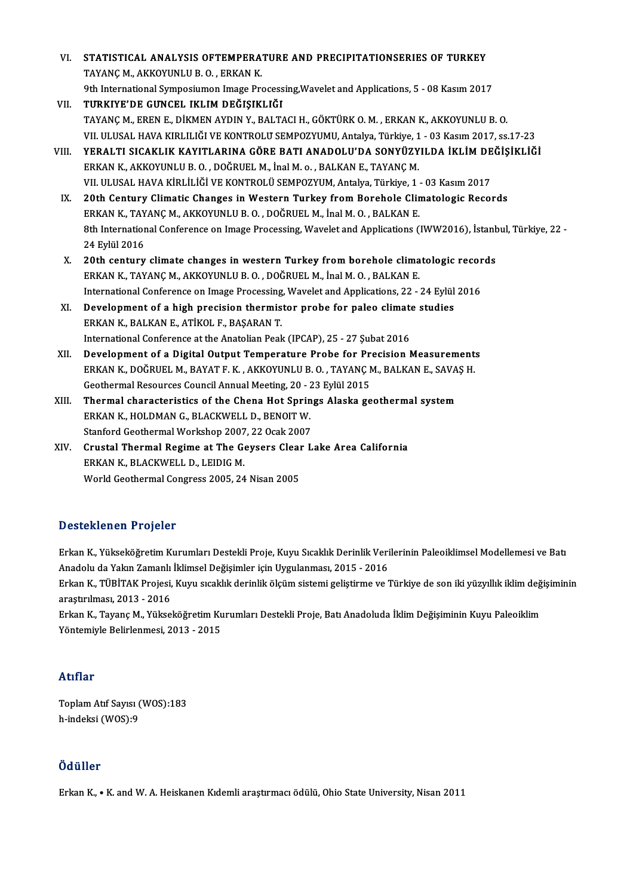VI. **STATISTICAL ANALYSIS OFTEMPERATURE AND PRECIPITATIONSERIES OF TURKEY**
TAYANÇ M., AKKOYUNLU B. O. , ERKAN K.
9th International Symposiumon Image Processing,Wavelet and Applications, 5 - 08 Kasım 2017

VII. **TURKIYE'DE GUNCEL IKLIM DEĞIŞIKLIĞI**
TAYANÇ M., EREN E., DİKMEN AYDIN Y., BALTACI H., GÖKTÜRK O. M. , ERKAN K., AKKOYUNLU B. O.
VII. ULUSAL HAVA KIRLILIĞI VE KONTROLU SEMPOZYUMU, Antalya, Türkiye, 1 - 03 Kasım 2017, ss.17-23

VIII. **YERALTI SICAKLIK KAYITLARINA GÖRE BATI ANADOLU'DA SONYÜZYILDA İKLİM DEĞİŞİKLİĞİ**
ERKAN K., AKKOYUNLU B. O. , DOĞRUEL M., İnal M. o. , BALKAN E., TAYANÇ M.
VII. ULUSAL HAVA KİRLİLİĞİ VE KONTROLÜ SEMPOZYUM, Antalya, Türkiye, 1 - 03 Kasım 2017

IX. **20th Century Climatic Changes in Western Turkey from Borehole Climatologic Records**
ERKAN K., TAYANÇ M., AKKOYUNLU B. O. , DOĞRUEL M., İnal M. O. , BALKAN E.
8th International Conference on Image Processing, Wavelet and Applications (IWW2016), İstanbul, Türkiye, 22 - 24 Eylül 2016

X. **20th century climate changes in western Turkey from borehole climatologic records**
ERKAN K., TAYANÇ M., AKKOYUNLU B. O. , DOĞRUEL M., İnal M. O. , BALKAN E.
International Conference on Image Processing, Wavelet and Applications, 22 - 24 Eylül 2016

XI. **Development of a high precision thermistor probe for paleo climate studies**
ERKAN K., BALKAN E., ATİKOL F., BAŞARAN T.
International Conference at the Anatolian Peak (IPCAP), 25 - 27 Şubat 2016

XII. **Development of a Digital Output Temperature Probe for Precision Measurements**
ERKAN K., DOĞRUEL M., BAYAT F. K. , AKKOYUNLU B. O. , TAYANÇ M., BALKAN E., SAVAŞ H.
Geothermal Resources Council Annual Meeting, 20 - 23 Eylül 2015

XIII. **Thermal characteristics of the Chena Hot Springs Alaska geothermal system**
ERKAN K., HOLDMAN G., BLACKWELL D., BENOIT W.
Stanford Geothermal Workshop 2007, 22 Ocak 2007

XIV. **Crustal Thermal Regime at The Geysers Clear Lake Area California**
ERKAN K., BLACKWELL D., LEIDIG M.
World Geothermal Congress 2005, 24 Nisan 2005

## Desteklenen Projeler

Erkan K., Yükseköğretim Kurumları Destekli Proje, Kuyu Sıcaklık Derinlik Verilerinin Paleoiklimsel Modellemesi ve Batı Anadolu da Yakın Zamanlı İklimsel Değişimler için Uygulanması, 2015 - 2016

Erkan K., TÜBİTAK Projesi, Kuyu sıcaklık derinlik ölçüm sistemi geliştirme ve Türkiye de son iki yüzyıllık iklim değişiminin araştırılması, 2013 - 2016

Erkan K., Tayanç M., Yükseköğretim Kurumları Destekli Proje, Batı Anadoluda İklim Değişiminin Kuyu Paleoiklim Yöntemiyle Belirlenmesi, 2013 - 2015

## Atıflar

Toplam Atıf Sayısı (WOS):183
h-indeksi (WOS):9

## Ödüller

Erkan K., • K. and W. A. Heiskanen Kıdemli araştırmacı ödülü, Ohio State University, Nisan 2011